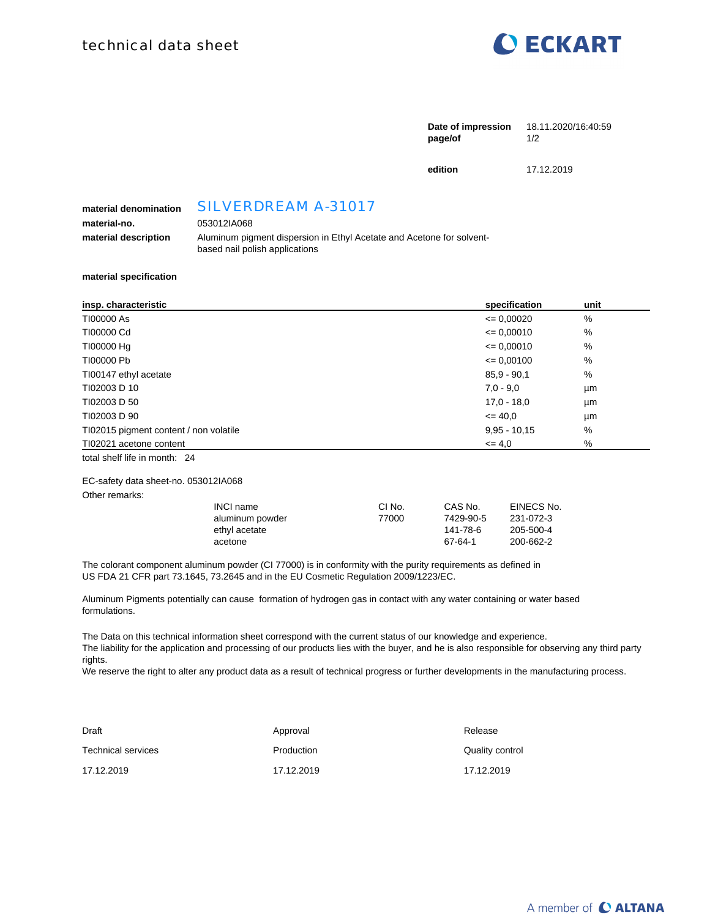# technical data sheet

**Date of impression** 18.11.2020/16:40:59

**edition** 17.12.2019

| | |
|---|---|
| **material denomination** | SILVERDREAM A-31017 |
| **material-no.** | 053012IA068 |
| **material description** | Aluminum pigment dispersion in Ethyl Acetate and Acetone for solvent-based nail polish applications |

**material specification**

| insp. characteristic | specification | unit |
|---|---|---|
| TI00000 As | <= 0,00020 | % |
| TI00000 Cd | <= 0,00010 | % |
| TI00000 Hg | <= 0,00010 | % |
| TI00000 Pb | <= 0,00100 | % |
| TI00147 ethyl acetate | 85,9 - 90,1 | % |
| TI02003 D 10 | 7,0 - 9,0 | µm |
| TI02003 D 50 | 17,0 - 18,0 | µm |
| TI02003 D 90 | <= 40,0 | µm |
| TI02015 pigment content / non volatile | 9,95 - 10,15 | % |
| TI02021 acetone content | <= 4,0 | % |

total shelf life in month: 24

EC-safety data sheet-no. 053012IA068

Other remarks:

| INCI name | CI No. | CAS No. | EINECS No. |
|---|---|---|---|
| aluminum powder | 77000 | 7429-90-5 | 231-072-3 |
| ethyl acetate | | 141-78-6 | 205-500-4 |
| acetone | | 67-64-1 | 200-662-2 |

The colorant component aluminum powder (CI 77000) is in conformity with the purity requirements as defined in US FDA 21 CFR part 73.1645, 73.2645 and in the EU Cosmetic Regulation 2009/1223/EC.

Aluminum Pigments potentially can cause formation of hydrogen gas in contact with any water containing or water based formulations.

The Data on this technical information sheet correspond with the current status of our knowledge and experience.
The liability for the application and processing of our products lies with the buyer, and he is also responsible for observing any third party rights.
We reserve the right to alter any product data as a result of technical progress or further developments in the manufacturing process.

| Draft | Approval | Release |
|---|---|---|
| Technical services | Production | Quality control |
| 17.12.2019 | 17.12.2019 | 17.12.2019 |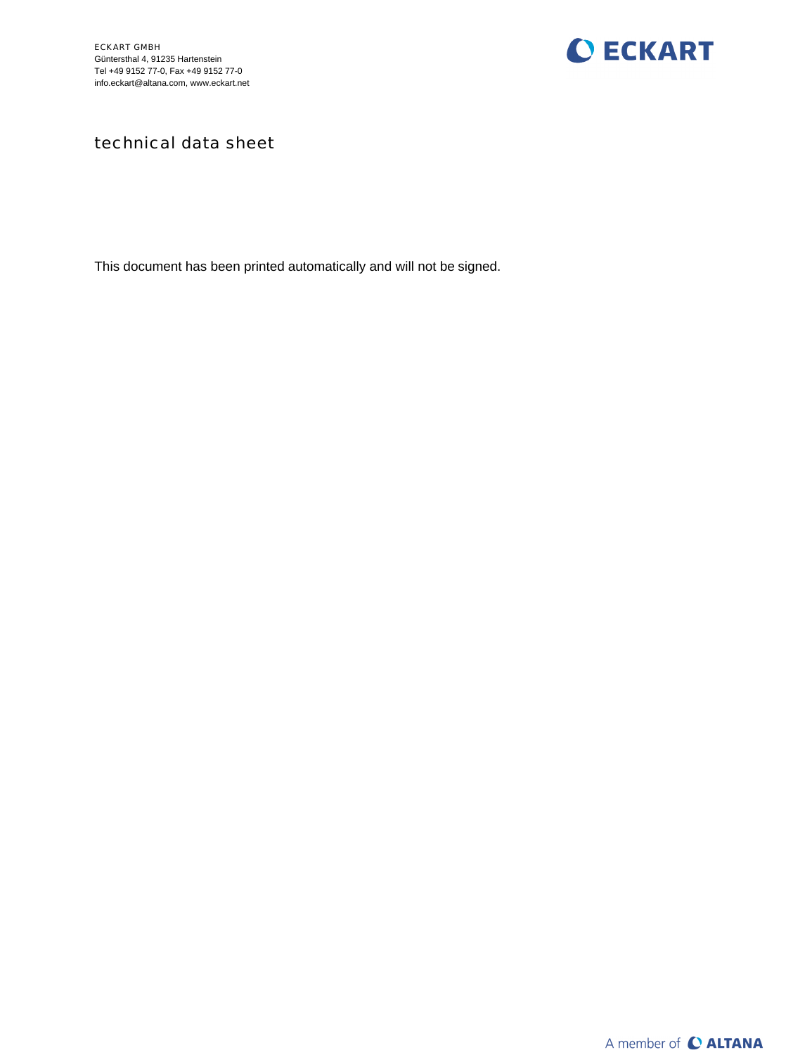ECKART GMBH
Güntersthal 4, 91235 Hartenstein
Tel +49 9152 77-0, Fax +49 9152 77-0
info.eckart@altana.com, www.eckart.net

ECKART

# technical data sheet

This document has been printed automatically and will not be signed.

A member of ALTANA